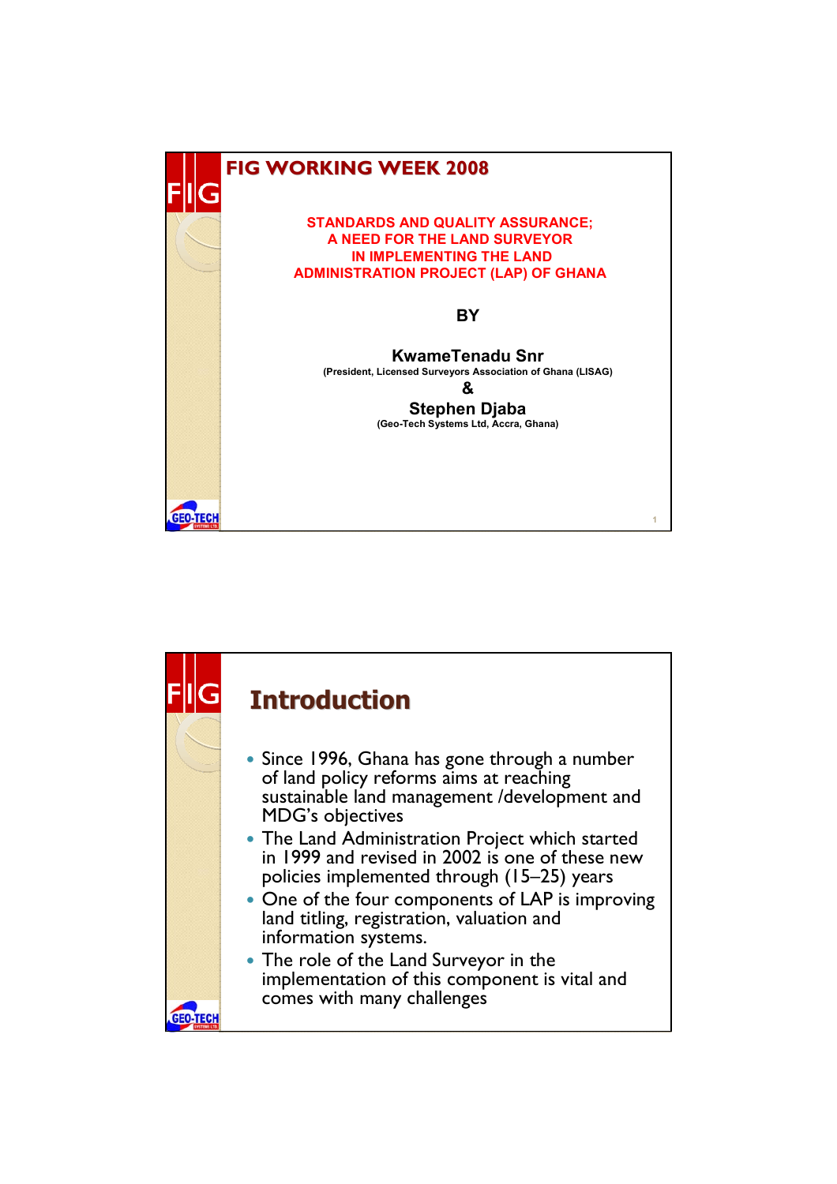# FIG WORKING WEEK 2008

**STANDARDS AND QUALITY ASSURANCE; A NEED FOR THE LAND SURVEYOR IN IMPLEMENTING THE LAND ADMINISTRATION PROJECT (LAP) OF GHANA**

**BY**

**KwameTenadu Snr**
(President, Licensed Surveyors Association of Ghana (LISAG)

**&**

**Stephen Djaba**
(Geo-Tech Systems Ltd, Accra, Ghana)

## Introduction

- Since 1996, Ghana has gone through a number of land policy reforms aims at reaching sustainable land management /development and MDG's objectives
- The Land Administration Project which started in 1999 and revised in 2002 is one of these new policies implemented through (15–25) years
- One of the four components of LAP is improving land titling, registration, valuation and information systems.
- The role of the Land Surveyor in the implementation of this component is vital and comes with many challenges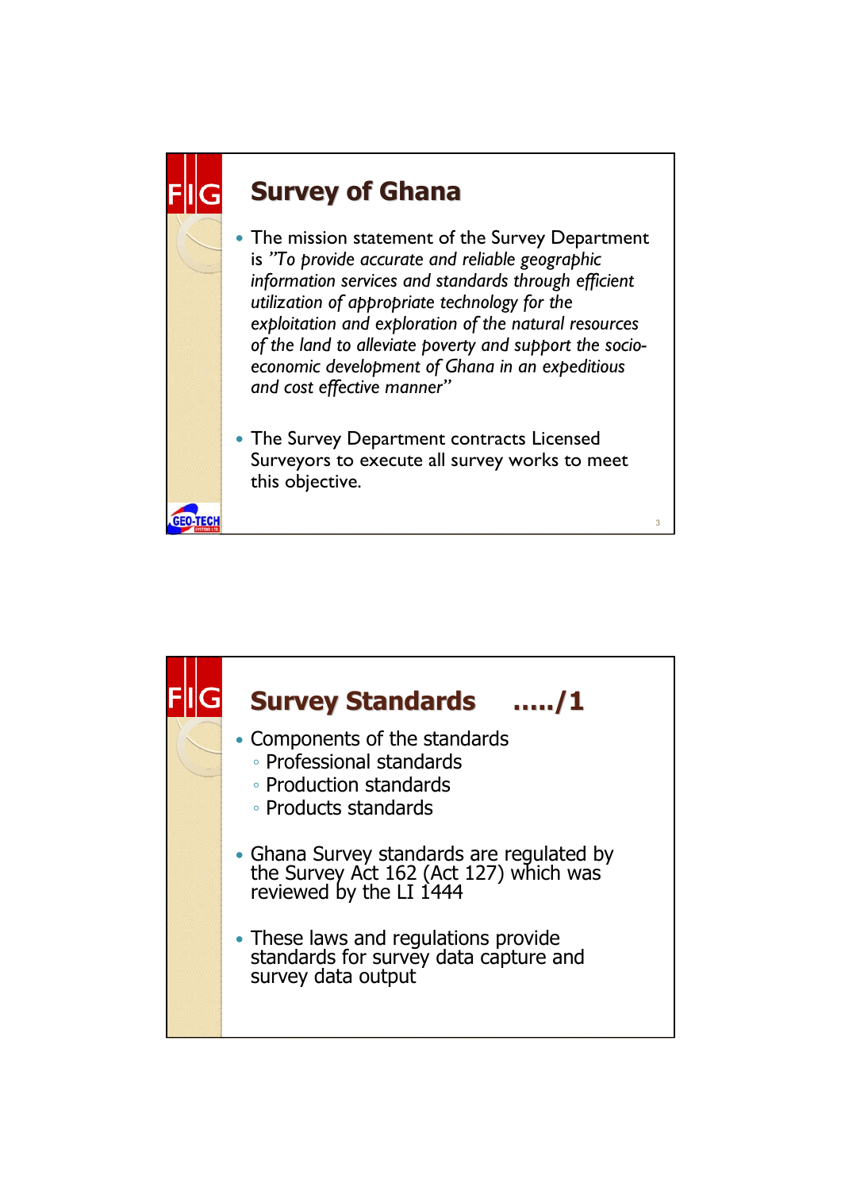## Survey of Ghana

- The mission statement of the Survey Department is *"To provide accurate and reliable geographic information services and standards through efficient utilization of appropriate technology for the exploitation and exploration of the natural resources of the land to alleviate poverty and support the socio-economic development of Ghana in an expeditious and cost effective manner"*

- The Survey Department contracts Licensed Surveyors to execute all survey works to meet this objective.

## Survey Standards .…./1

- Components of the standards
  - Professional standards
  - Production standards
  - Products standards

- Ghana Survey standards are regulated by the Survey Act 162 (Act 127) which was reviewed by the LI 1444

- These laws and regulations provide standards for survey data capture and survey data output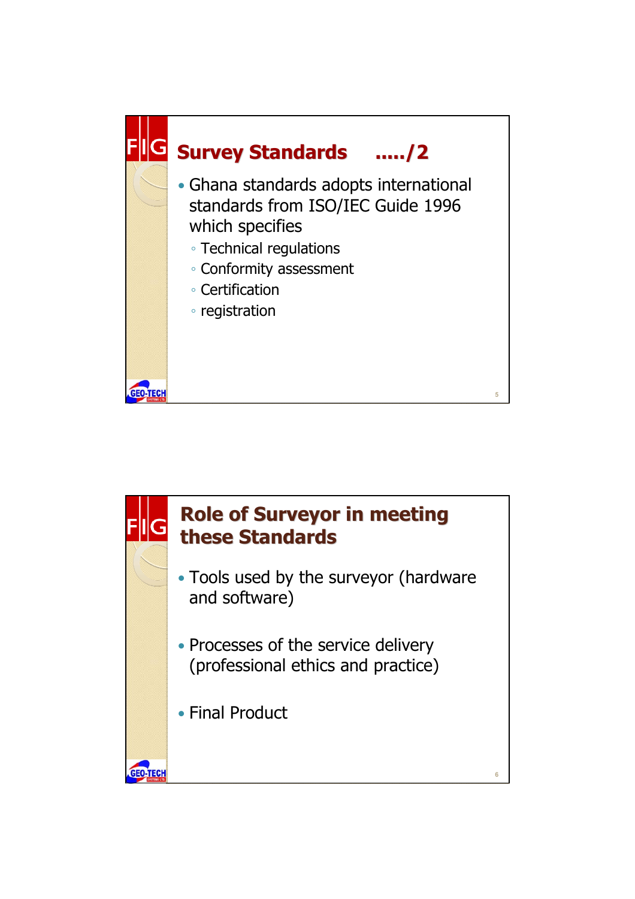## Survey Standards .…./2

- Ghana standards adopts international standards from ISO/IEC Guide 1996 which specifies
  - Technical regulations
  - Conformity assessment
  - Certification
  - registration

## Role of Surveyor in meeting these Standards

- Tools used by the surveyor (hardware and software)
- Processes of the service delivery (professional ethics and practice)
- Final Product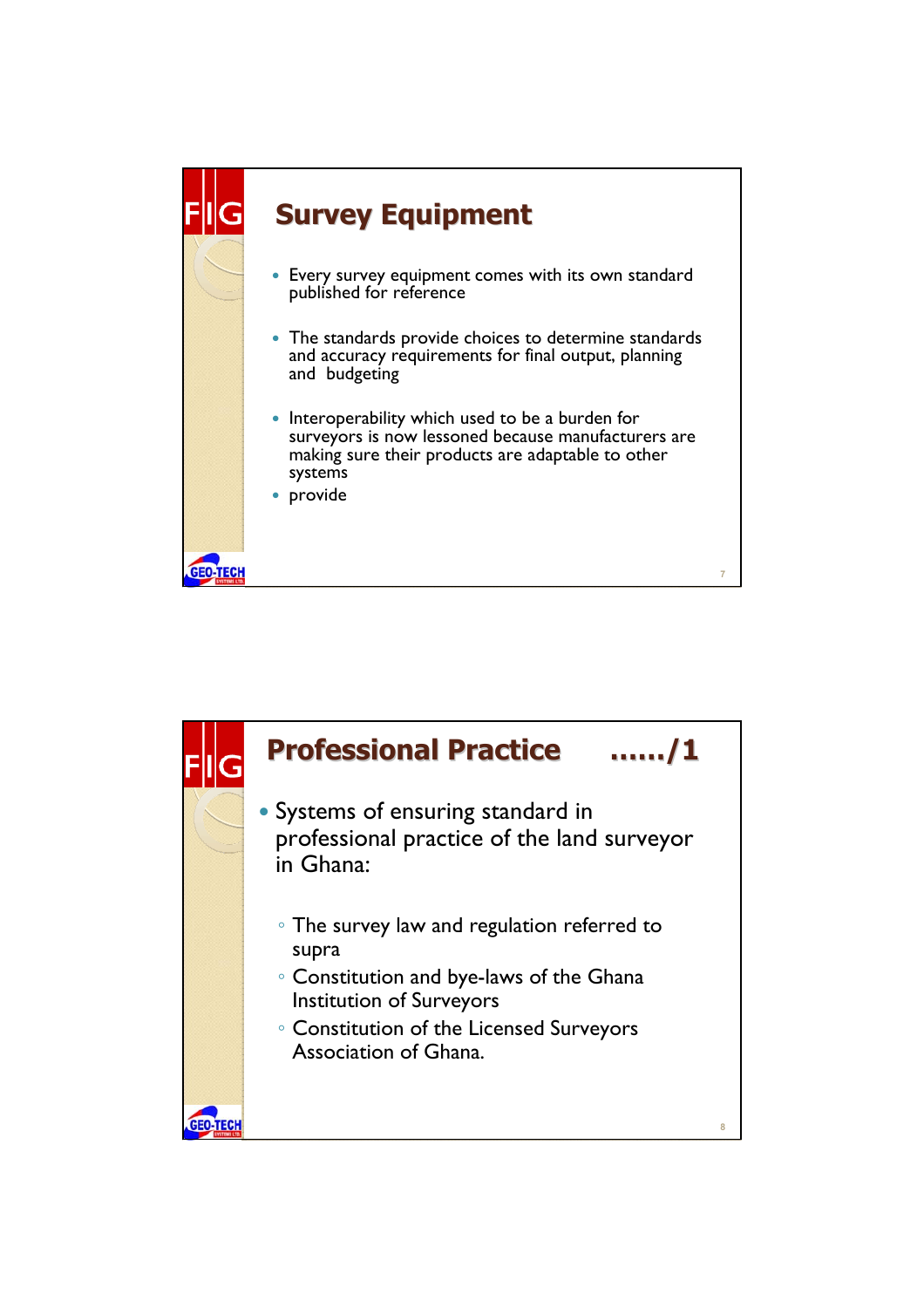## Survey Equipment

- Every survey equipment comes with its own standard published for reference
- The standards provide choices to determine standards and accuracy requirements for final output, planning and budgeting
- Interoperability which used to be a burden for surveyors is now lessoned because manufacturers are making sure their products are adaptable to other systems
- provide

## Professional Practice ....../1

- Systems of ensuring standard in professional practice of the land surveyor in Ghana:
  - The survey law and regulation referred to supra
  - Constitution and bye-laws of the Ghana Institution of Surveyors
  - Constitution of the Licensed Surveyors Association of Ghana.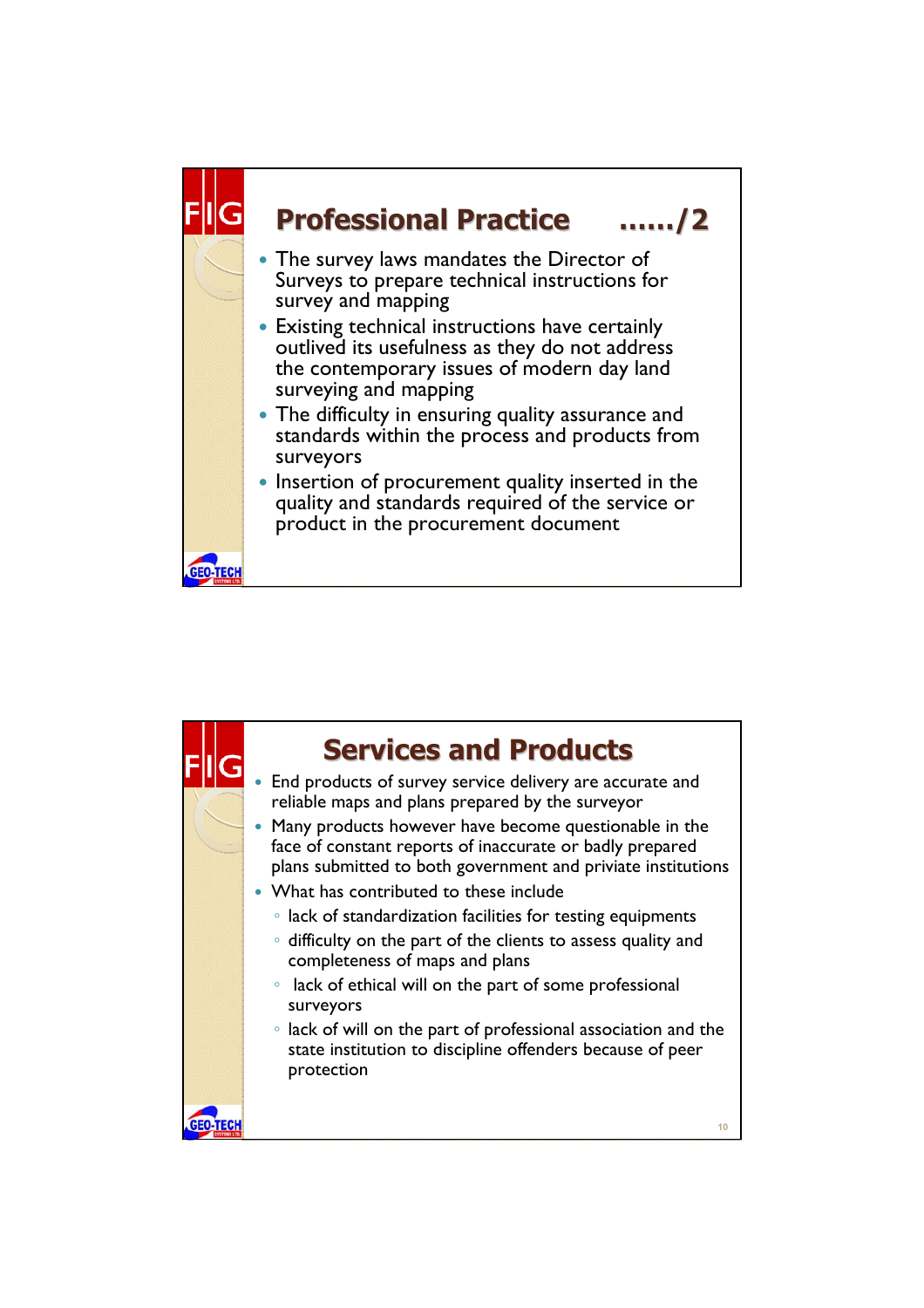## Professional Practice ……/2

- The survey laws mandates the Director of Surveys to prepare technical instructions for survey and mapping
- Existing technical instructions have certainly outlived its usefulness as they do not address the contemporary issues of modern day land surveying and mapping
- The difficulty in ensuring quality assurance and standards within the process and products from surveyors
- Insertion of procurement quality inserted in the quality and standards required of the service or product in the procurement document

## Services and Products

- End products of survey service delivery are accurate and reliable maps and plans prepared by the surveyor
- Many products however have become questionable in the face of constant reports of inaccurate or badly prepared plans submitted to both government and priviate institutions
- What has contributed to these include
  - lack of standardization facilities for testing equipments
  - difficulty on the part of the clients to assess quality and completeness of maps and plans
  - lack of ethical will on the part of some professional surveyors
  - lack of will on the part of professional association and the state institution to discipline offenders because of peer protection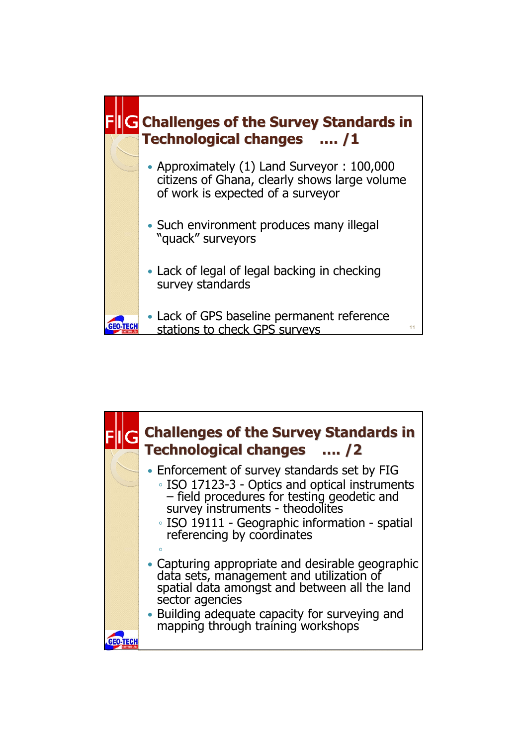## Challenges of the Survey Standards in Technological changes …. /1

- Approximately (1) Land Surveyor : 100,000 citizens of Ghana, clearly shows large volume of work is expected of a surveyor
- Such environment produces many illegal "quack" surveyors
- Lack of legal of legal backing in checking survey standards
- Lack of GPS baseline permanent reference stations to check GPS surveys

## Challenges of the Survey Standards in Technological changes …. /2

- Enforcement of survey standards set by FIG
  - ISO 17123-3 - Optics and optical instruments – field procedures for testing geodetic and survey instruments - theodolites
  - ISO 19111 - Geographic information - spatial referencing by coordinates
- Capturing appropriate and desirable geographic data sets, management and utilization of spatial data amongst and between all the land sector agencies
- Building adequate capacity for surveying and mapping through training workshops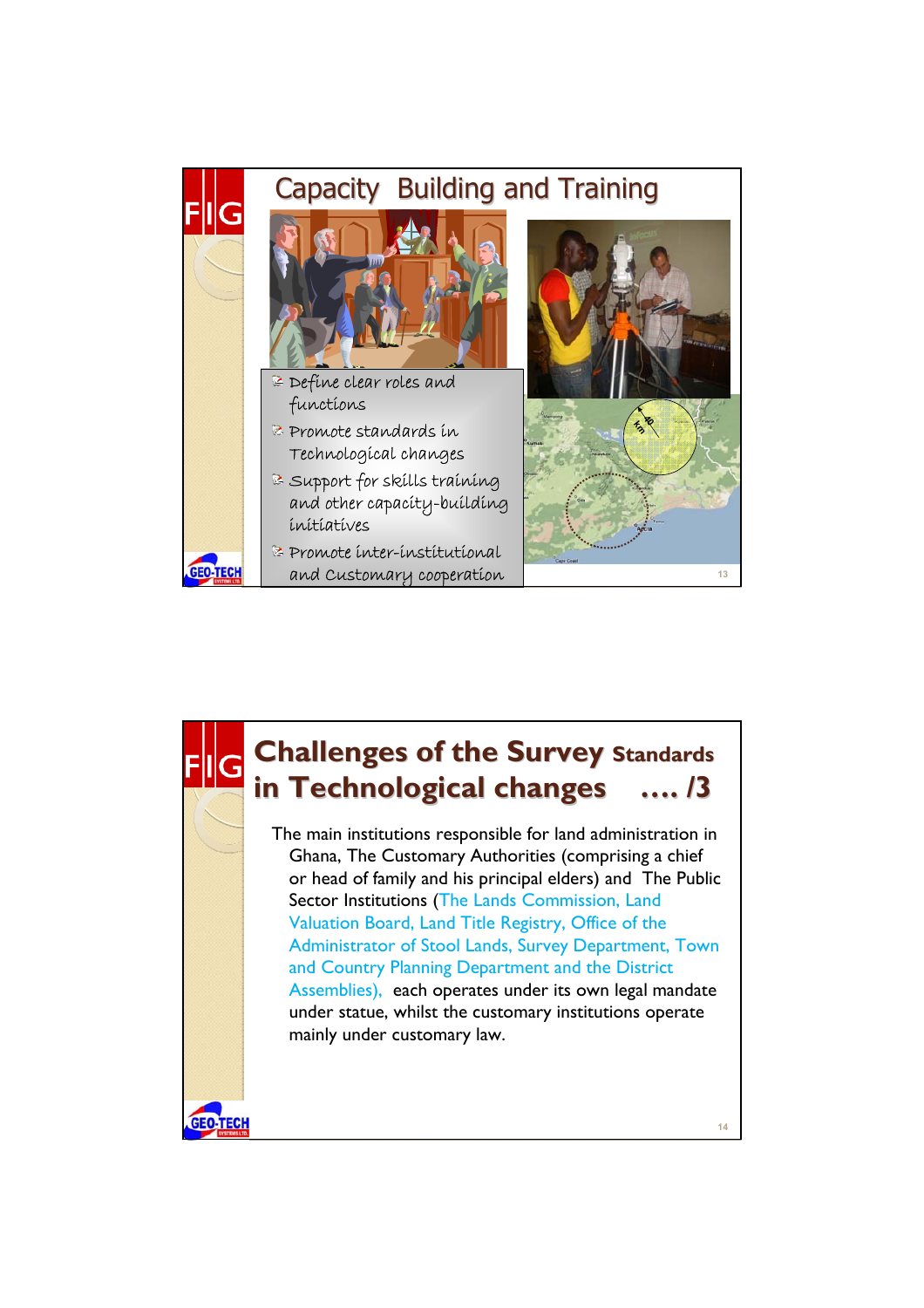## Capacity Building and Training

- Define clear roles and functions
- Promote standards in Technological changes
- Support for skills training and other capacity-building initiatives
- Promote inter-institutional and Customary cooperation

## Challenges of the Survey Standards in Technological changes …. /3

The main institutions responsible for land administration in Ghana, The Customary Authorities (comprising a chief or head of family and his principal elders) and The Public Sector Institutions (The Lands Commission, Land Valuation Board, Land Title Registry, Office of the Administrator of Stool Lands, Survey Department, Town and Country Planning Department and the District Assemblies), each operates under its own legal mandate under statue, whilst the customary institutions operate mainly under customary law.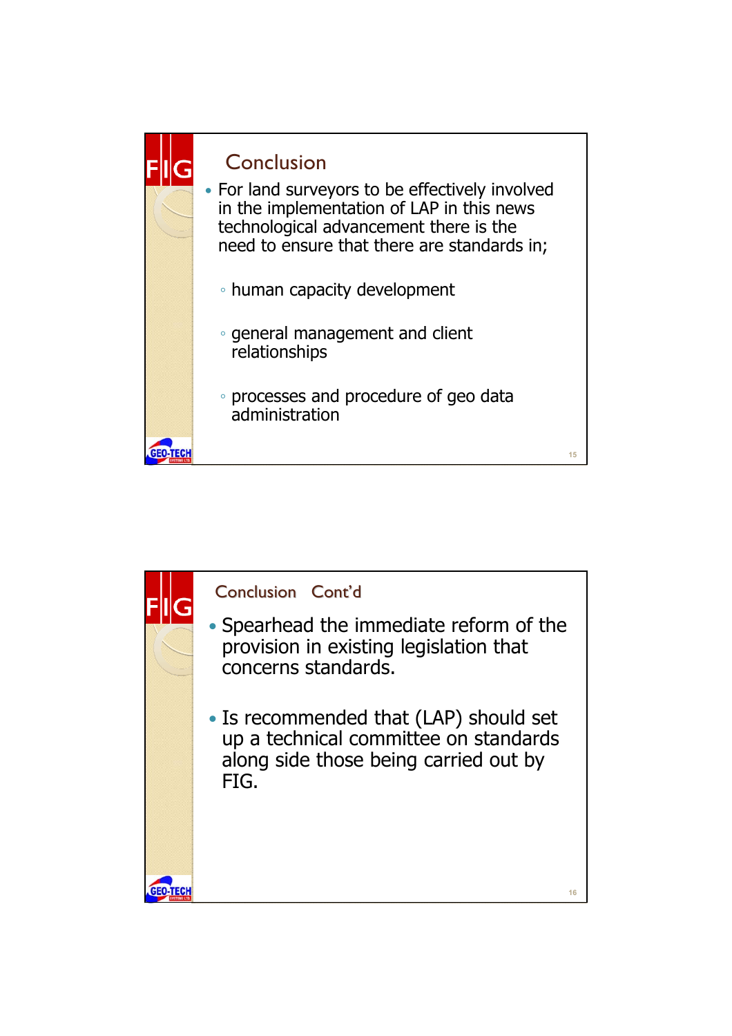## Conclusion

- For land surveyors to be effectively involved in the implementation of LAP in this news technological advancement there is the need to ensure that there are standards in;
  - human capacity development
  - general management and client relationships
  - processes and procedure of geo data administration

## Conclusion Cont'd

- Spearhead the immediate reform of the provision in existing legislation that concerns standards.
- Is recommended that (LAP) should set up a technical committee on standards along side those being carried out by FIG.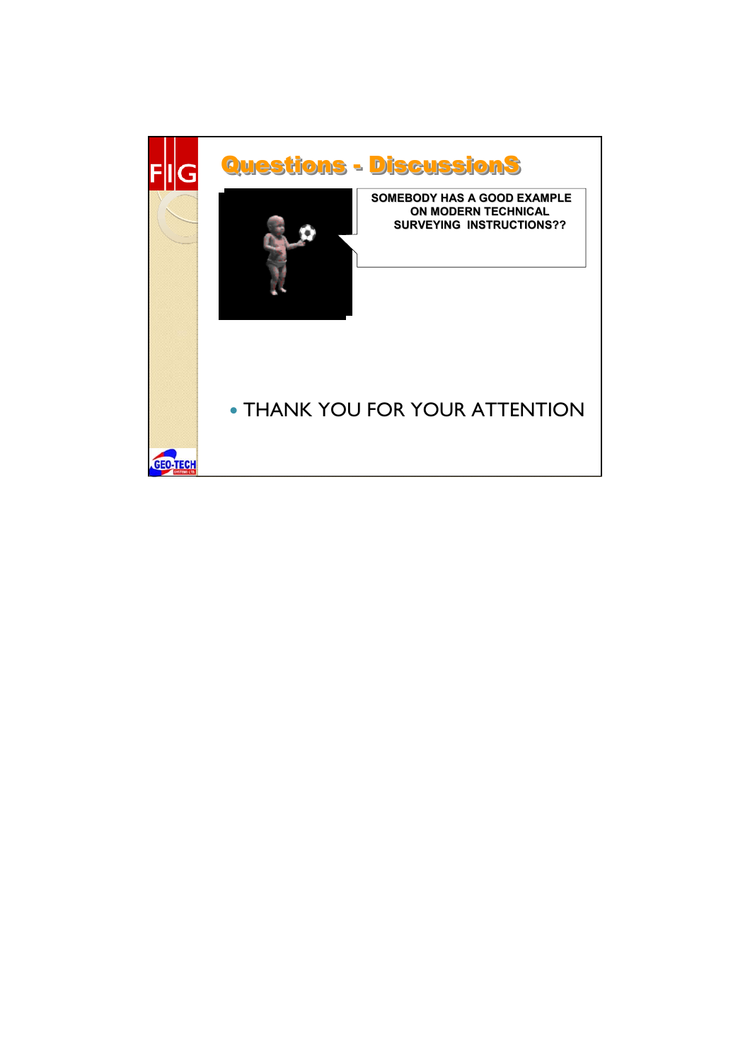# Questions - DiscussionS

SOMEBODY HAS A GOOD EXAMPLE ON MODERN TECHNICAL SURVEYING INSTRUCTIONS??

- THANK YOU FOR YOUR ATTENTION